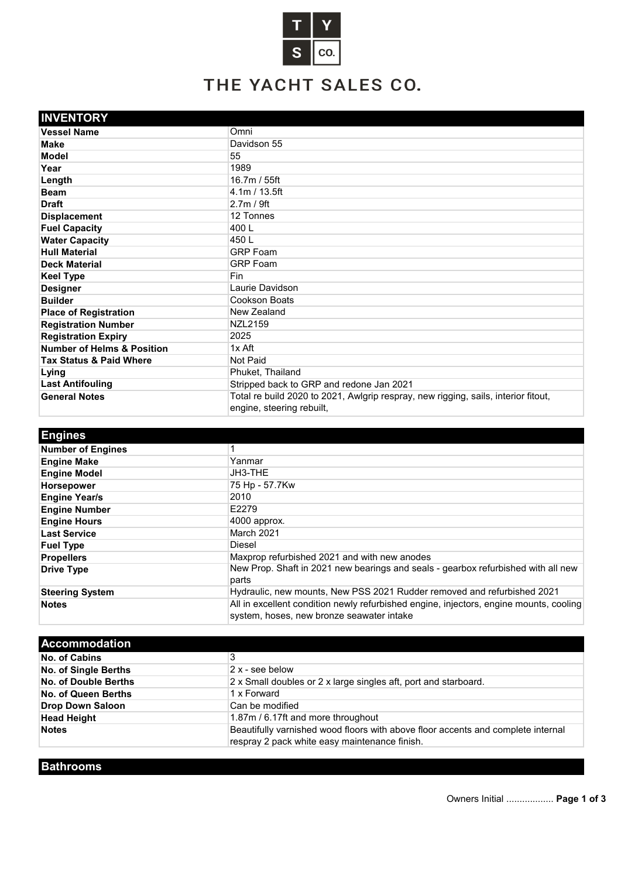# THE YACHT SALES CO.

| INVENTORY | |
|---|---|
| **Vessel Name** | Omni |
| **Make** | Davidson 55 |
| **Model** | 55 |
| **Year** | 1989 |
| **Length** | 16.7m / 55ft |
| **Beam** | 4.1m / 13.5ft |
| **Draft** | 2.7m / 9ft |
| **Displacement** | 12 Tonnes |
| **Fuel Capacity** | 400 L |
| **Water Capacity** | 450 L |
| **Hull Material** | GRP Foam |
| **Deck Material** | GRP Foam |
| **Keel Type** | Fin |
| **Designer** | Laurie Davidson |
| **Builder** | Cookson Boats |
| **Place of Registration** | New Zealand |
| **Registration Number** | NZL2159 |
| **Registration Expiry** | 2025 |
| **Number of Helms & Position** | 1x Aft |
| **Tax Status & Paid Where** | Not Paid |
| **Lying** | Phuket, Thailand |
| **Last Antifouling** | Stripped back to GRP and redone Jan 2021 |
| **General Notes** | Total re build 2020 to 2021, Awlgrip respray, new rigging, sails, interior fitout, engine, steering rebuilt, |

| Engines | |
|---|---|
| **Number of Engines** | 1 |
| **Engine Make** | Yanmar |
| **Engine Model** | JH3-THE |
| **Horsepower** | 75 Hp - 57.7Kw |
| **Engine Year/s** | 2010 |
| **Engine Number** | E2279 |
| **Engine Hours** | 4000 approx. |
| **Last Service** | March 2021 |
| **Fuel Type** | Diesel |
| **Propellers** | Maxprop refurbished 2021 and with new anodes |
| **Drive Type** | New Prop. Shaft in 2021 new bearings and seals - gearbox refurbished with all new parts |
| **Steering System** | Hydraulic, new mounts, New PSS 2021 Rudder removed and refurbished 2021 |
| **Notes** | All in excellent condition newly refurbished engine, injectors, engine mounts, cooling system, hoses, new bronze seawater intake |

| Accommodation | |
|---|---|
| **No. of Cabins** | 3 |
| **No. of Single Berths** | 2 x - see below |
| **No. of Double Berths** | 2 x Small doubles or 2 x large singles aft, port and starboard. |
| **No. of Queen Berths** | 1 x Forward |
| **Drop Down Saloon** | Can be modified |
| **Head Height** | 1.87m / 6.17ft and more throughout |
| **Notes** | Beautifully varnished wood floors with above floor accents and complete internal respray 2 pack white easy maintenance finish. |

| Bathrooms |
|---|

Owners Initial ..................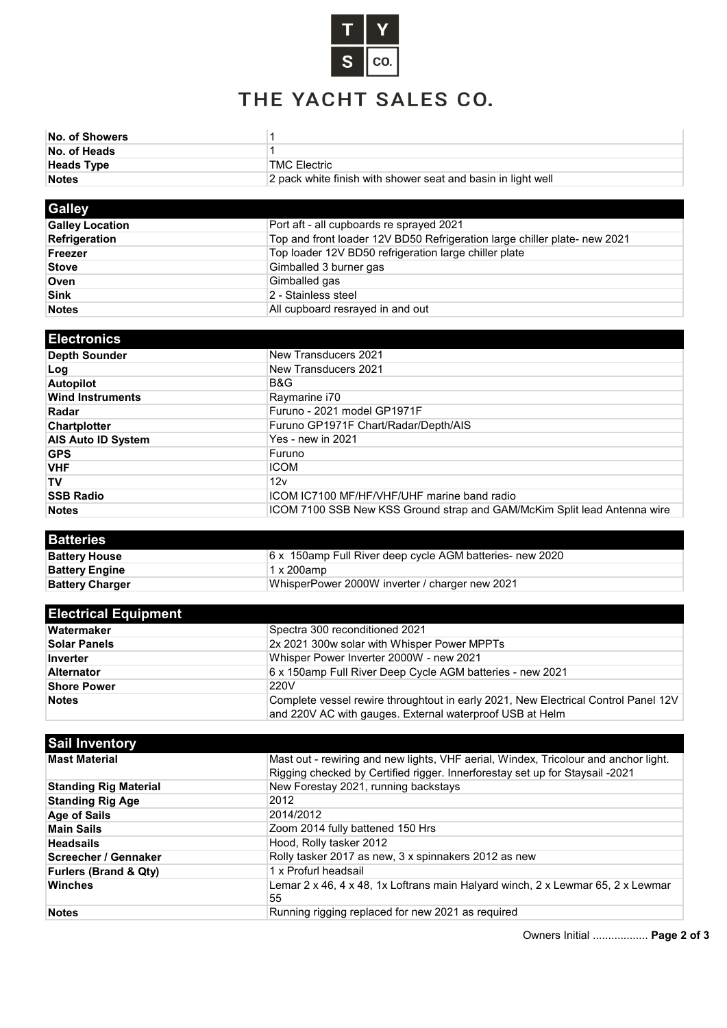# THE YACHT SALES CO.

| | |
|---|---|
| **No. of Showers** | 1 |
| **No. of Heads** | 1 |
| **Heads Type** | TMC Electric |
| **Notes** | 2 pack white finish with shower seat and basin in light well |

| **Galley** | |
|---|---|
| **Galley Location** | Port aft - all cupboards re sprayed 2021 |
| **Refrigeration** | Top and front loader 12V BD50 Refrigeration large chiller plate- new 2021 |
| **Freezer** | Top loader 12V BD50 refrigeration large chiller plate |
| **Stove** | Gimballed 3 burner gas |
| **Oven** | Gimballed gas |
| **Sink** | 2 - Stainless steel |
| **Notes** | All cupboard resrayed in and out |

| **Electronics** | |
|---|---|
| **Depth Sounder** | New Transducers 2021 |
| **Log** | New Transducers 2021 |
| **Autopilot** | B&G |
| **Wind Instruments** | Raymarine i70 |
| **Radar** | Furuno - 2021 model GP1971F |
| **Chartplotter** | Furuno GP1971F Chart/Radar/Depth/AIS |
| **AIS Auto ID System** | Yes - new in 2021 |
| **GPS** | Furuno |
| **VHF** | ICOM |
| **TV** | 12v |
| **SSB Radio** | ICOM IC7100 MF/HF/VHF/UHF marine band radio |
| **Notes** | ICOM 7100 SSB New KSS Ground strap and GAM/McKim Split lead Antenna wire |

| **Batteries** | |
|---|---|
| **Battery House** | 6 x 150amp Full River deep cycle AGM batteries- new 2020 |
| **Battery Engine** | 1 x 200amp |
| **Battery Charger** | WhisperPower 2000W inverter / charger new 2021 |

| **Electrical Equipment** | |
|---|---|
| **Watermaker** | Spectra 300 reconditioned 2021 |
| **Solar Panels** | 2x 2021 300w solar with Whisper Power MPPTs |
| **Inverter** | Whisper Power Inverter 2000W - new 2021 |
| **Alternator** | 6 x 150amp Full River Deep Cycle AGM batteries - new 2021 |
| **Shore Power** | 220V |
| **Notes** | Complete vessel rewire throughtout in early 2021, New Electrical Control Panel 12V and 220V AC with gauges. External waterproof USB at Helm |

| **Sail Inventory** | |
|---|---|
| **Mast Material** | Mast out - rewiring and new lights, VHF aerial, Windex, Tricolour and anchor light. Rigging checked by Certified rigger. Innerforestay set up for Staysail -2021 |
| **Standing Rig Material** | New Forestay 2021, running backstays |
| **Standing Rig Age** | 2012 |
| **Age of Sails** | 2014/2012 |
| **Main Sails** | Zoom 2014 fully battened 150 Hrs |
| **Headsails** | Hood, Rolly tasker 2012 |
| **Screecher / Gennaker** | Rolly tasker 2017 as new, 3 x spinnakers 2012 as new |
| **Furlers (Brand & Qty)** | 1 x Profurl headsail |
| **Winches** | Lemar 2 x 46, 4 x 48, 1x Loftrans main Halyard winch, 2 x Lewmar 65, 2 x Lewmar 55 |
| **Notes** | Running rigging replaced for new 2021 as required |

Owners Initial ..................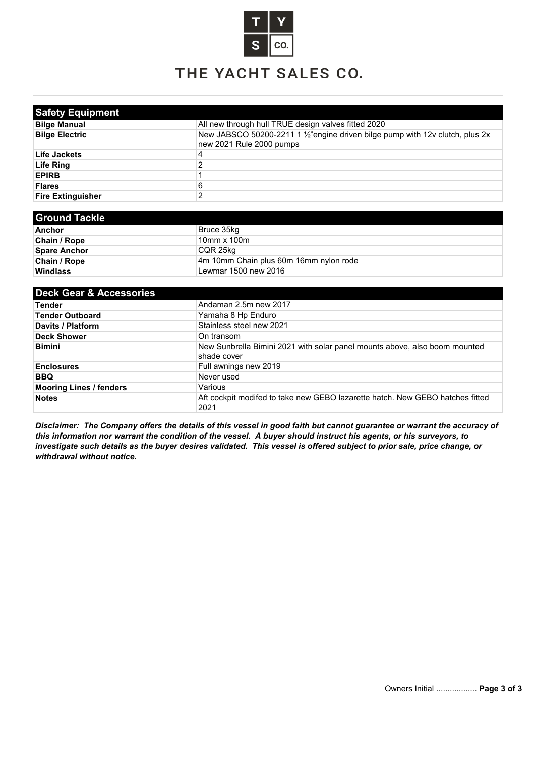# THE YACHT SALES CO.

| Safety Equipment | |
|---|---|
| **Bilge Manual** | All new through hull TRUE design valves fitted 2020 |
| **Bilge Electric** | New JABSCO 50200-2211 1 ½”engine driven bilge pump with 12v clutch, plus 2x new 2021 Rule 2000 pumps |
| **Life Jackets** | 4 |
| **Life Ring** | 2 |
| **EPIRB** | 1 |
| **Flares** | 6 |
| **Fire Extinguisher** | 2 |

| Ground Tackle | |
|---|---|
| **Anchor** | Bruce 35kg |
| **Chain / Rope** | 10mm x 100m |
| **Spare Anchor** | CQR 25kg |
| **Chain / Rope** | 4m 10mm Chain plus 60m 16mm nylon rode |
| **Windlass** | Lewmar 1500 new 2016 |

| Deck Gear & Accessories | |
|---|---|
| **Tender** | Andaman 2.5m new 2017 |
| **Tender Outboard** | Yamaha 8 Hp Enduro |
| **Davits / Platform** | Stainless steel new 2021 |
| **Deck Shower** | On transom |
| **Bimini** | New Sunbrella Bimini 2021 with solar panel mounts above, also boom mounted shade cover |
| **Enclosures** | Full awnings new 2019 |
| **BBQ** | Never used |
| **Mooring Lines / fenders** | Various |
| **Notes** | Aft cockpit modifed to take new GEBO lazarette hatch. New GEBO hatches fitted 2021 |

***Disclaimer: The Company offers the details of this vessel in good faith but cannot guarantee or warrant the accuracy of this information nor warrant the condition of the vessel. A buyer should instruct his agents, or his surveyors, to investigate such details as the buyer desires validated. This vessel is offered subject to prior sale, price change, or withdrawal without notice.***

Owners Initial ..................